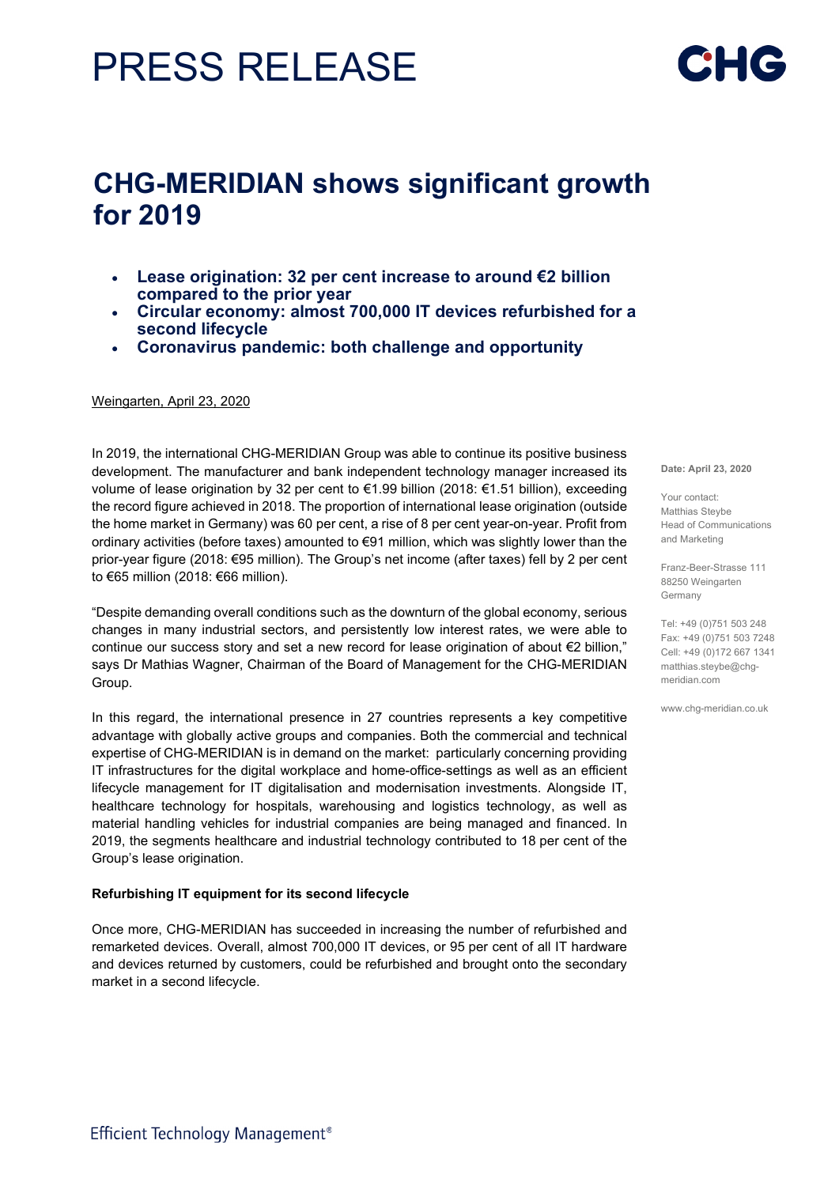# PRESS RELEASE

# CHG-MERIDIAN shows significant growth for 2019

- **Lease origination: 32 per cent increase to around €2 billion compared to the prior year**
- **Circular economy: almost 700,000 IT devices refurbished for a second lifecycle**
- **Coronavirus pandemic: both challenge and opportunity**

Weingarten, April 23, 2020

In 2019, the international CHG-MERIDIAN Group was able to continue its positive business development. The manufacturer and bank independent technology manager increased its volume of lease origination by 32 per cent to €1.99 billion (2018: €1.51 billion), exceeding the record figure achieved in 2018. The proportion of international lease origination (outside the home market in Germany) was 60 per cent, a rise of 8 per cent year-on-year. Profit from ordinary activities (before taxes) amounted to €91 million, which was slightly lower than the prior-year figure (2018: €95 million). The Group's net income (after taxes) fell by 2 per cent to €65 million (2018: €66 million).

"Despite demanding overall conditions such as the downturn of the global economy, serious changes in many industrial sectors, and persistently low interest rates, we were able to continue our success story and set a new record for lease origination of about €2 billion," says Dr Mathias Wagner, Chairman of the Board of Management for the CHG-MERIDIAN Group.

In this regard, the international presence in 27 countries represents a key competitive advantage with globally active groups and companies. Both the commercial and technical expertise of CHG-MERIDIAN is in demand on the market: particularly concerning providing IT infrastructures for the digital workplace and home-office-settings as well as an efficient lifecycle management for IT digitalisation and modernisation investments. Alongside IT, healthcare technology for hospitals, warehousing and logistics technology, as well as material handling vehicles for industrial companies are being managed and financed. In 2019, the segments healthcare and industrial technology contributed to 18 per cent of the Group's lease origination.

**Refurbishing IT equipment for its second lifecycle**

Once more, CHG-MERIDIAN has succeeded in increasing the number of refurbished and remarketed devices. Overall, almost 700,000 IT devices, or 95 per cent of all IT hardware and devices returned by customers, could be refurbished and brought onto the secondary market in a second lifecycle.

**Date: April 23, 2020**

Your contact:
Matthias Steybe
Head of Communications and Marketing

Franz-Beer-Strasse 111
88250 Weingarten
Germany

Tel: +49 (0)751 503 248
Fax: +49 (0)751 503 7248
Cell: +49 (0)172 667 1341
matthias.steybe@chg-meridian.com

www.chg-meridian.co.uk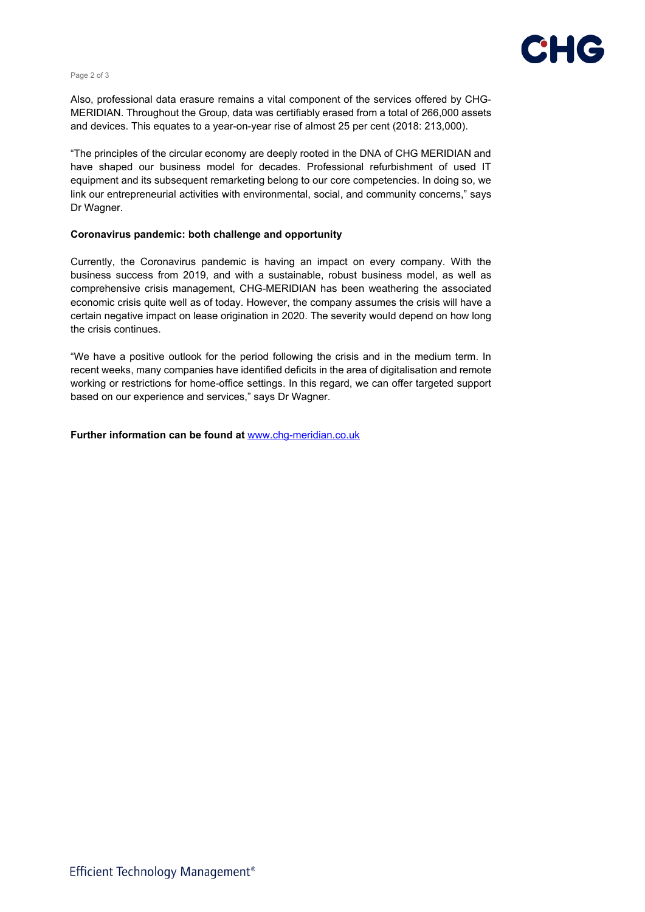Also, professional data erasure remains a vital component of the services offered by CHG-MERIDIAN. Throughout the Group, data was certifiably erased from a total of 266,000 assets and devices. This equates to a year-on-year rise of almost 25 per cent (2018: 213,000).

"The principles of the circular economy are deeply rooted in the DNA of CHG MERIDIAN and have shaped our business model for decades. Professional refurbishment of used IT equipment and its subsequent remarketing belong to our core competencies. In doing so, we link our entrepreneurial activities with environmental, social, and community concerns," says Dr Wagner.

**Coronavirus pandemic: both challenge and opportunity**

Currently, the Coronavirus pandemic is having an impact on every company. With the business success from 2019, and with a sustainable, robust business model, as well as comprehensive crisis management, CHG-MERIDIAN has been weathering the associated economic crisis quite well as of today. However, the company assumes the crisis will have a certain negative impact on lease origination in 2020. The severity would depend on how long the crisis continues.

"We have a positive outlook for the period following the crisis and in the medium term. In recent weeks, many companies have identified deficits in the area of digitalisation and remote working or restrictions for home-office settings. In this regard, we can offer targeted support based on our experience and services," says Dr Wagner.

**Further information can be found at** www.chg-meridian.co.uk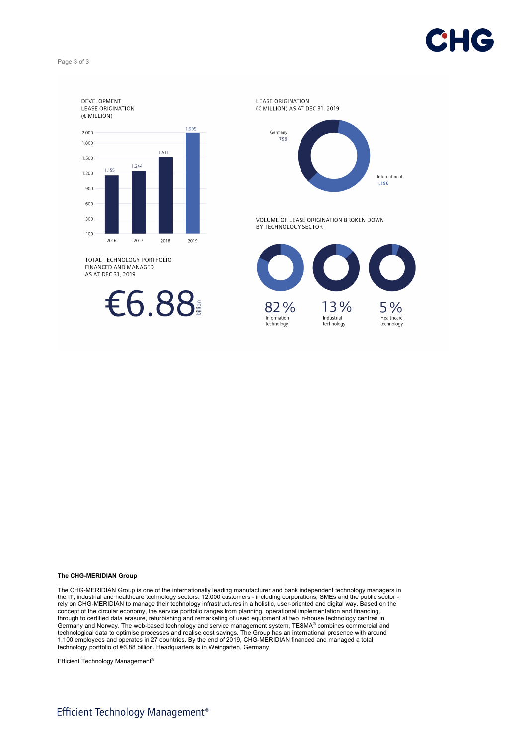DEVELOPMENT
LEASE ORIGINATION
(€ MILLION)

2.000
1.800
1.500
1.200
900
600
300
100

1,155
1,244
1,511
1,995

2016
2017
2018
2019

LEASE ORIGINATION
(€ MILLION) AS AT DEC 31, 2019

Germany
799

International
1,196

TOTAL TECHNOLOGY PORTFOLIO
FINANCED AND MANAGED
AS AT DEC 31, 2019

€6.88 billion

VOLUME OF LEASE ORIGINATION BROKEN DOWN
BY TECHNOLOGY SECTOR

82 %
Information technology

13 %
Industrial technology

5 %
Healthcare technology

**The CHG-MERIDIAN Group**

The CHG-MERIDIAN Group is one of the internationally leading manufacturer and bank independent technology managers in the IT, industrial and healthcare technology sectors. 12,000 customers - including corporations, SMEs and the public sector - rely on CHG-MERIDIAN to manage their technology infrastructures in a holistic, user-oriented and digital way. Based on the concept of the circular economy, the service portfolio ranges from planning, operational implementation and financing, through to certified data erasure, refurbishing and remarketing of used equipment at two in-house technology centres in Germany and Norway. The web-based technology and service management system, TESMA® combines commercial and technological data to optimise processes and realise cost savings. The Group has an international presence with around 1,100 employees and operates in 27 countries. By the end of 2019, CHG-MERIDIAN financed and managed a total technology portfolio of €6.88 billion. Headquarters is in Weingarten, Germany.

Efficient Technology Management®